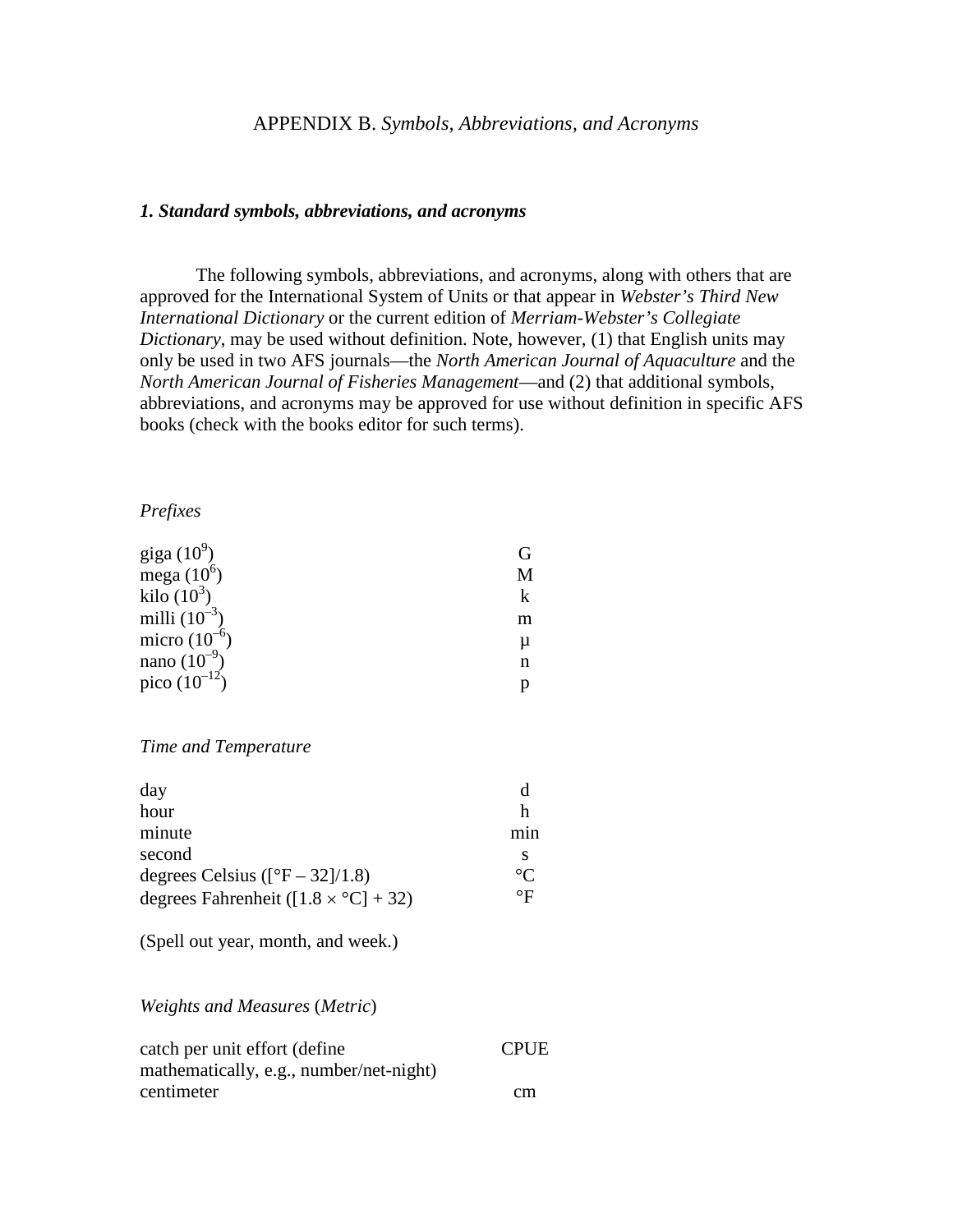# APPENDIX B. *Symbols, Abbreviations, and Acronyms*

## *1. Standard symbols, abbreviations, and acronyms*

The following symbols, abbreviations, and acronyms, along with others that are approved for the International System of Units or that appear in *Webster's Third New International Dictionary* or the current edition of *Merriam-Webster's Collegiate Dictionary*, may be used without definition. Note, however, (1) that English units may only be used in two AFS journals—the *North American Journal of Aquaculture* and the *North American Journal of Fisheries Management*—and (2) that additional symbols, abbreviations, and acronyms may be approved for use without definition in specific AFS books (check with the books editor for such terms).

### *Prefixes*

| | |
|---|---|
| giga ($10^9$) | G |
| mega ($10^6$) | M |
| kilo ($10^3$) | k |
| milli ($10^{-3}$) | m |
| micro ($10^{-6}$) | μ |
| nano ($10^{-9}$) | n |
| pico ($10^{-12}$) | p |

### *Time and Temperature*

| | |
|---|---|
| day | d |
| hour | h |
| minute | min |
| second | s |
| degrees Celsius ([°F – 32]/1.8) | °C |
| degrees Fahrenheit ([1.8 × °C] + 32) | °F |

(Spell out year, month, and week.)

### *Weights and Measures* (*Metric*)

| | |
|---|---|
| catch per unit effort (define mathematically, e.g., number/net-night) | CPUE |
| centimeter | cm |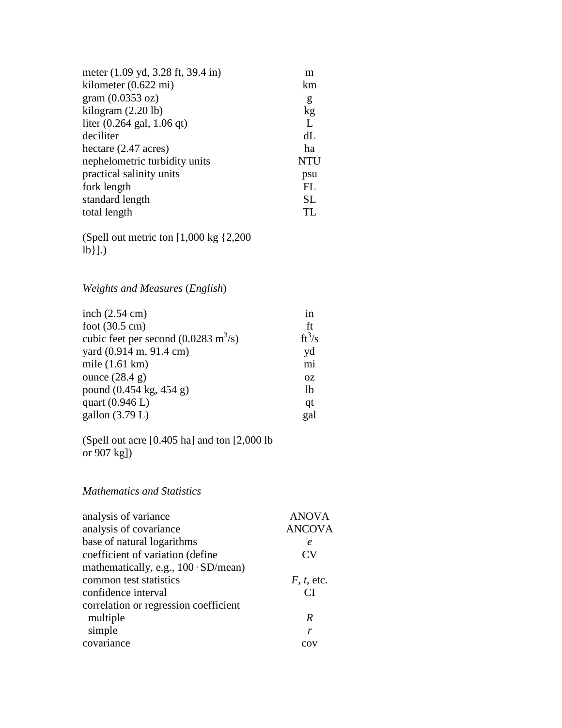| | |
|---|---|
| meter (1.09 yd, 3.28 ft, 39.4 in) | m |
| kilometer (0.622 mi) | km |
| gram (0.0353 oz) | g |
| kilogram (2.20 lb) | kg |
| liter (0.264 gal, 1.06 qt) | L |
| deciliter | dL |
| hectare (2.47 acres) | ha |
| nephelometric turbidity units | NTU |
| practical salinity units | psu |
| fork length | FL |
| standard length | SL |
| total length | TL |

(Spell out metric ton [1,000 kg {2,200 lb}].)

*Weights and Measures* (*English*)

| | |
|---|---|
| inch (2.54 cm) | in |
| foot (30.5 cm) | ft |
| cubic feet per second (0.0283 $m^3/s$) | $ft^3/s$ |
| yard (0.914 m, 91.4 cm) | yd |
| mile (1.61 km) | mi |
| ounce (28.4 g) | oz |
| pound (0.454 kg, 454 g) | lb |
| quart (0.946 L) | qt |
| gallon (3.79 L) | gal |

(Spell out acre [0.405 ha] and ton [2,000 lb or 907 kg])

*Mathematics and Statistics*

| | |
|---|---|
| analysis of variance | ANOVA |
| analysis of covariance | ANCOVA |
| base of natural logarithms | *e* |
| coefficient of variation (define mathematically, e.g., $100 \cdot$ SD/mean) | CV |
| common test statistics | *F*, *t*, etc. |
| confidence interval | CI |
| correlation or regression coefficient | |
| multiple | *R* |
| simple | *r* |
| covariance | cov |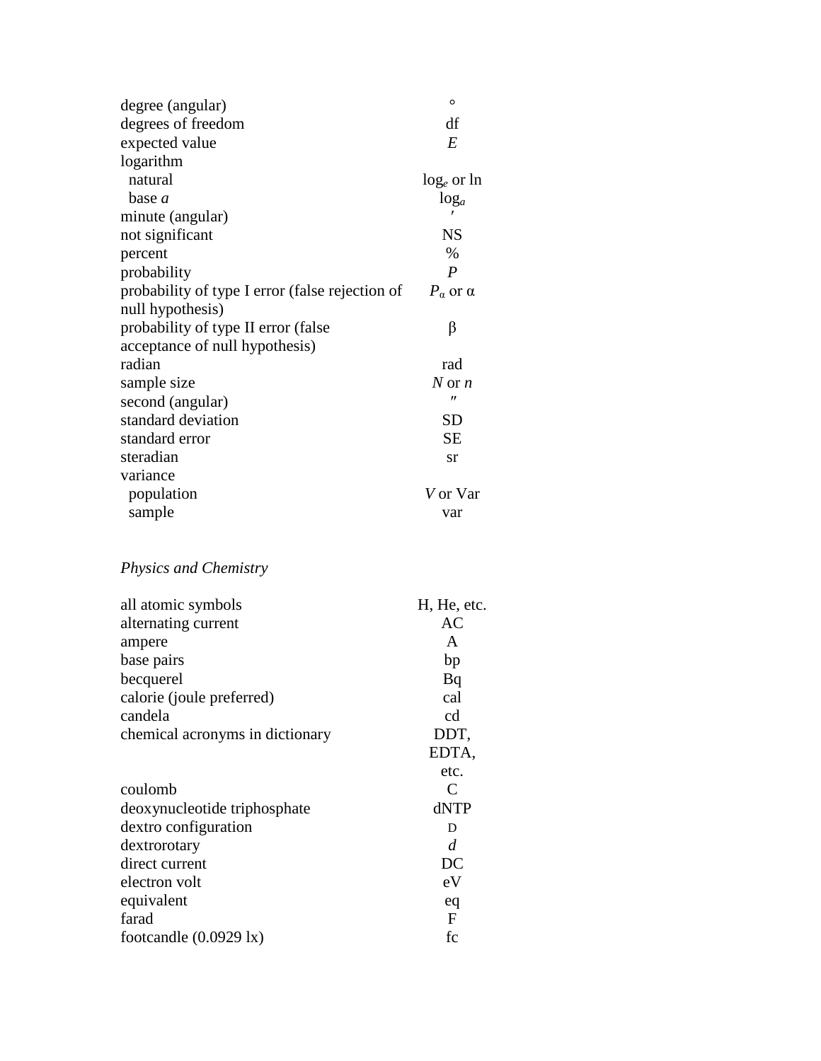| | |
|---|---|
| degree (angular) | ° |
| degrees of freedom | df |
| expected value | *E* |
| logarithm | |
| natural | $\log_e$ or ln |
| base *a* | $\log_a$ |
| minute (angular) | ′ |
| not significant | NS |
| percent | % |
| probability | *P* |
| probability of type I error (false rejection of null hypothesis) | $P_\alpha$ or α |
| probability of type II error (false acceptance of null hypothesis) | β |
| radian | rad |
| sample size | *N* or *n* |
| second (angular) | ″ |
| standard deviation | SD |
| standard error | SE |
| steradian | sr |
| variance | |
| population | *V* or Var |
| sample | var |

*Physics and Chemistry*

| | |
|---|---|
| all atomic symbols | H, He, etc. |
| alternating current | AC |
| ampere | A |
| base pairs | bp |
| becquerel | Bq |
| calorie (joule preferred) | cal |
| candela | cd |
| chemical acronyms in dictionary | DDT, EDTA, etc. |
| coulomb | C |
| deoxynucleotide triphosphate | dNTP |
| dextro configuration | D |
| dextrorotary | *d* |
| direct current | DC |
| electron volt | eV |
| equivalent | eq |
| farad | F |
| footcandle (0.0929 lx) | fc |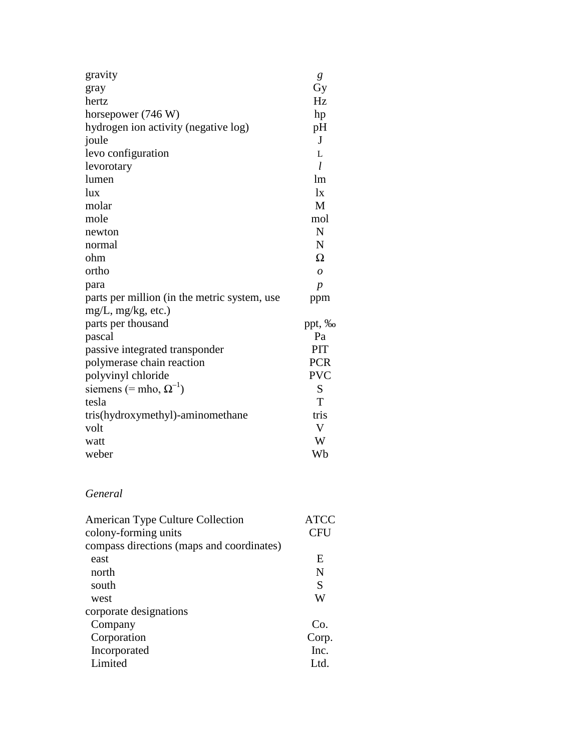| | |
|---|---|
| gravity | *g* |
| gray | Gy |
| hertz | Hz |
| horsepower (746 W) | hp |
| hydrogen ion activity (negative log) | pH |
| joule | J |
| levo configuration | L |
| levorotary | *l* |
| lumen | lm |
| lux | lx |
| molar | M |
| mole | mol |
| newton | N |
| normal | N |
| ohm | Ω |
| ortho | *o* |
| para | *p* |
| parts per million (in the metric system, use mg/L, mg/kg, etc.) | ppm |
| parts per thousand | ppt, ‰ |
| pascal | Pa |
| passive integrated transponder | PIT |
| polymerase chain reaction | PCR |
| polyvinyl chloride | PVC |
| siemens (= mho, $\Omega^{-1}$) | S |
| tesla | T |
| tris(hydroxymethyl)-aminomethane | tris |
| volt | V |
| watt | W |
| weber | Wb |

*General*

| | |
|---|---|
| American Type Culture Collection | ATCC |
| colony-forming units | CFU |
| compass directions (maps and coordinates) | |
| east | E |
| north | N |
| south | S |
| west | W |
| corporate designations | |
| Company | Co. |
| Corporation | Corp. |
| Incorporated | Inc. |
| Limited | Ltd. |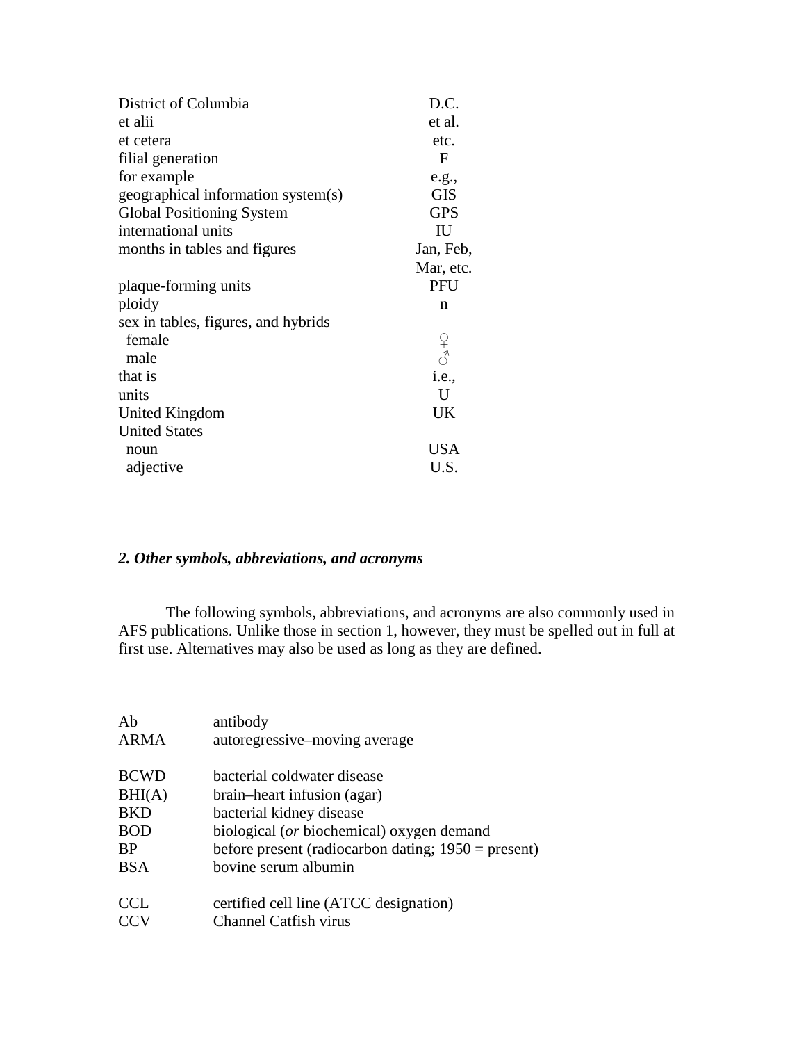| | |
|---|---|
| District of Columbia | D.C. |
| et alii | et al. |
| et cetera | etc. |
| filial generation | F |
| for example | e.g., |
| geographical information system(s) | GIS |
| Global Positioning System | GPS |
| international units | IU |
| months in tables and figures | Jan, Feb, Mar, etc. |
| plaque-forming units | PFU |
| ploidy | n |
| sex in tables, figures, and hybrids | |
| female | ♀ |
| male | ♂ |
| that is | i.e., |
| units | U |
| United Kingdom | UK |
| United States | |
| noun | USA |
| adjective | U.S. |

### *2. Other symbols, abbreviations, and acronyms*

The following symbols, abbreviations, and acronyms are also commonly used in AFS publications. Unlike those in section 1, however, they must be spelled out in full at first use. Alternatives may also be used as long as they are defined.

| | |
|---|---|
| Ab | antibody |
| ARMA | autoregressive–moving average |
| | |
| BCWD | bacterial coldwater disease |
| BHI(A) | brain–heart infusion (agar) |
| BKD | bacterial kidney disease |
| BOD | biological (*or* biochemical) oxygen demand |
| BP | before present (radiocarbon dating; 1950 = present) |
| BSA | bovine serum albumin |
| | |
| CCL | certified cell line (ATCC designation) |
| CCV | Channel Catfish virus |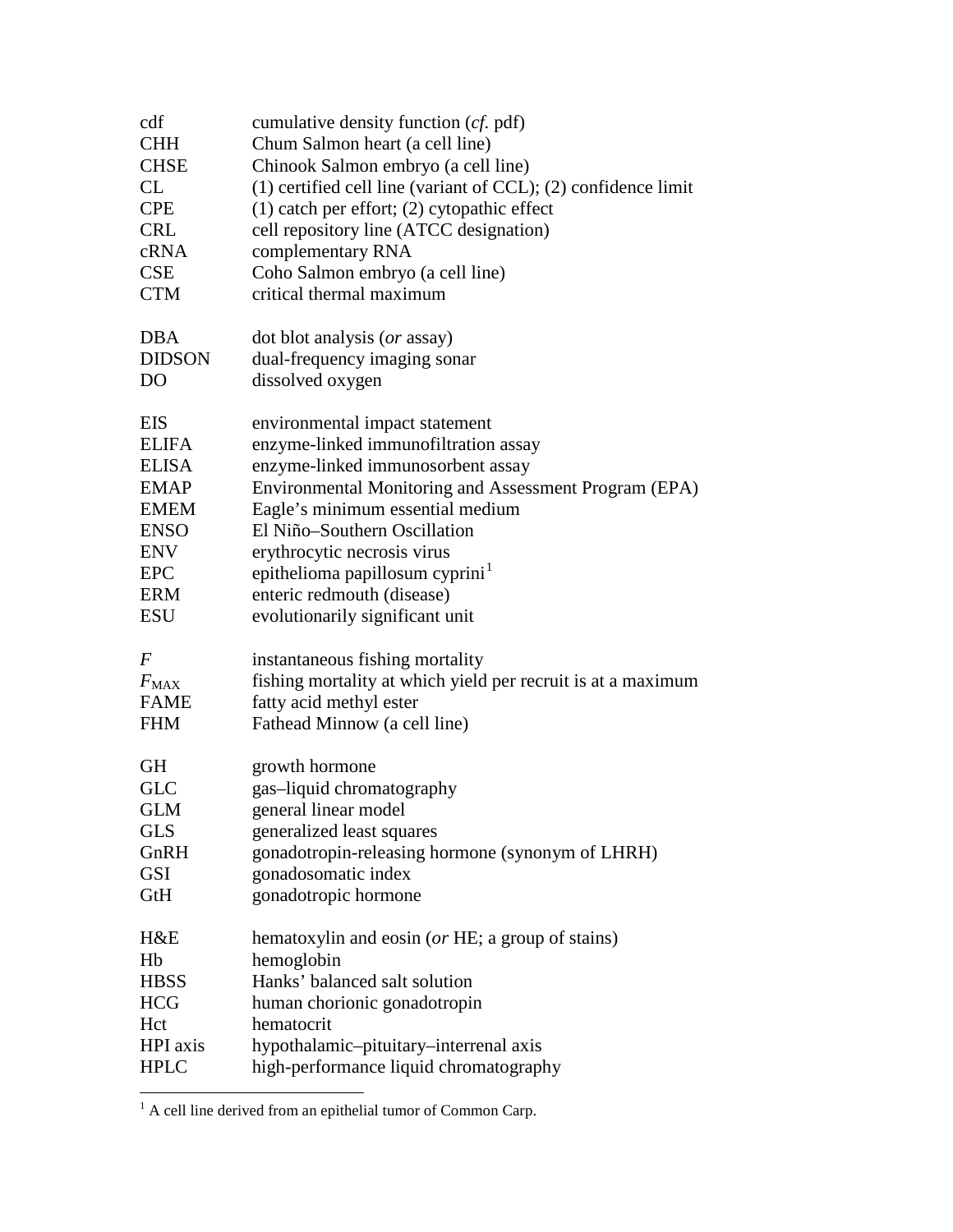| | |
|---|---|
| cdf | cumulative density function (*cf.* pdf) |
| CHH | Chum Salmon heart (a cell line) |
| CHSE | Chinook Salmon embryo (a cell line) |
| CL | (1) certified cell line (variant of CCL); (2) confidence limit |
| CPE | (1) catch per effort; (2) cytopathic effect |
| CRL | cell repository line (ATCC designation) |
| cRNA | complementary RNA |
| CSE | Coho Salmon embryo (a cell line) |
| CTM | critical thermal maximum |
| | |
| DBA | dot blot analysis (*or* assay) |
| DIDSON | dual-frequency imaging sonar |
| DO | dissolved oxygen |
| | |
| EIS | environmental impact statement |
| ELIFA | enzyme-linked immunofiltration assay |
| ELISA | enzyme-linked immunosorbent assay |
| EMAP | Environmental Monitoring and Assessment Program (EPA) |
| EMEM | Eagle's minimum essential medium |
| ENSO | El Niño–Southern Oscillation |
| ENV | erythrocytic necrosis virus |
| EPC | epithelioma papillosum cyprini[1] |
| ERM | enteric redmouth (disease) |
| ESU | evolutionarily significant unit |
| | |
| $F$ | instantaneous fishing mortality |
| $F_{MAX}$ | fishing mortality at which yield per recruit is at a maximum |
| FAME | fatty acid methyl ester |
| FHM | Fathead Minnow (a cell line) |
| | |
| GH | growth hormone |
| GLC | gas–liquid chromatography |
| GLM | general linear model |
| GLS | generalized least squares |
| GnRH | gonadotropin-releasing hormone (synonym of LHRH) |
| GSI | gonadosomatic index |
| GtH | gonadotropic hormone |
| | |
| H&E | hematoxylin and eosin (*or* HE; a group of stains) |
| Hb | hemoglobin |
| HBSS | Hanks' balanced salt solution |
| HCG | human chorionic gonadotropin |
| Hct | hematocrit |
| HPI axis | hypothalamic–pituitary–interrenal axis |
| HPLC | high-performance liquid chromatography |

[1] A cell line derived from an epithelial tumor of Common Carp.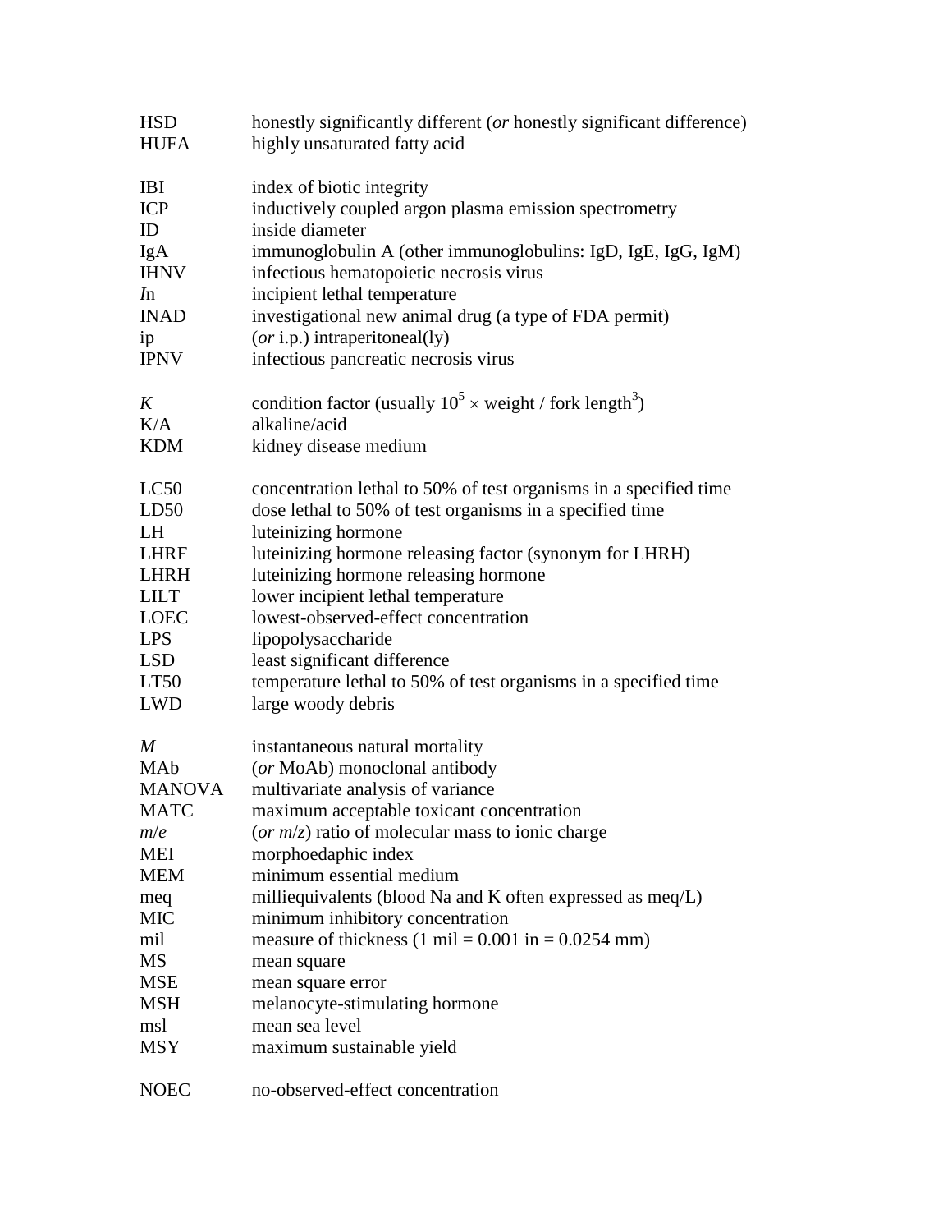| | |
|---|---|
| HSD | honestly significantly different (*or* honestly significant difference) |
| HUFA | highly unsaturated fatty acid |
| | |
| IBI | index of biotic integrity |
| ICP | inductively coupled argon plasma emission spectrometry |
| ID | inside diameter |
| IgA | immunoglobulin A (other immunoglobulins: IgD, IgE, IgG, IgM) |
| IHNV | infectious hematopoietic necrosis virus |
| *I*n | incipient lethal temperature |
| INAD | investigational new animal drug (a type of FDA permit) |
| ip | (*or* i.p.) intraperitoneal(ly) |
| IPNV | infectious pancreatic necrosis virus |
| | |
| *K* | condition factor (usually $10^5 \times$ weight / fork length$^3$) |
| K/A | alkaline/acid |
| KDM | kidney disease medium |
| | |
| LC50 | concentration lethal to 50% of test organisms in a specified time |
| LD50 | dose lethal to 50% of test organisms in a specified time |
| LH | luteinizing hormone |
| LHRF | luteinizing hormone releasing factor (synonym for LHRH) |
| LHRH | luteinizing hormone releasing hormone |
| LILT | lower incipient lethal temperature |
| LOEC | lowest-observed-effect concentration |
| LPS | lipopolysaccharide |
| LSD | least significant difference |
| LT50 | temperature lethal to 50% of test organisms in a specified time |
| LWD | large woody debris |
| | |
| *M* | instantaneous natural mortality |
| MAb | (*or* MoAb) monoclonal antibody |
| MANOVA | multivariate analysis of variance |
| MATC | maximum acceptable toxicant concentration |
| *m*/*e* | (*or* *m*/*z*) ratio of molecular mass to ionic charge |
| MEI | morphoedaphic index |
| MEM | minimum essential medium |
| meq | milliequivalents (blood Na and K often expressed as meq/L) |
| MIC | minimum inhibitory concentration |
| mil | measure of thickness (1 mil = 0.001 in = 0.0254 mm) |
| MS | mean square |
| MSE | mean square error |
| MSH | melanocyte-stimulating hormone |
| msl | mean sea level |
| MSY | maximum sustainable yield |
| | |
| NOEC | no-observed-effect concentration |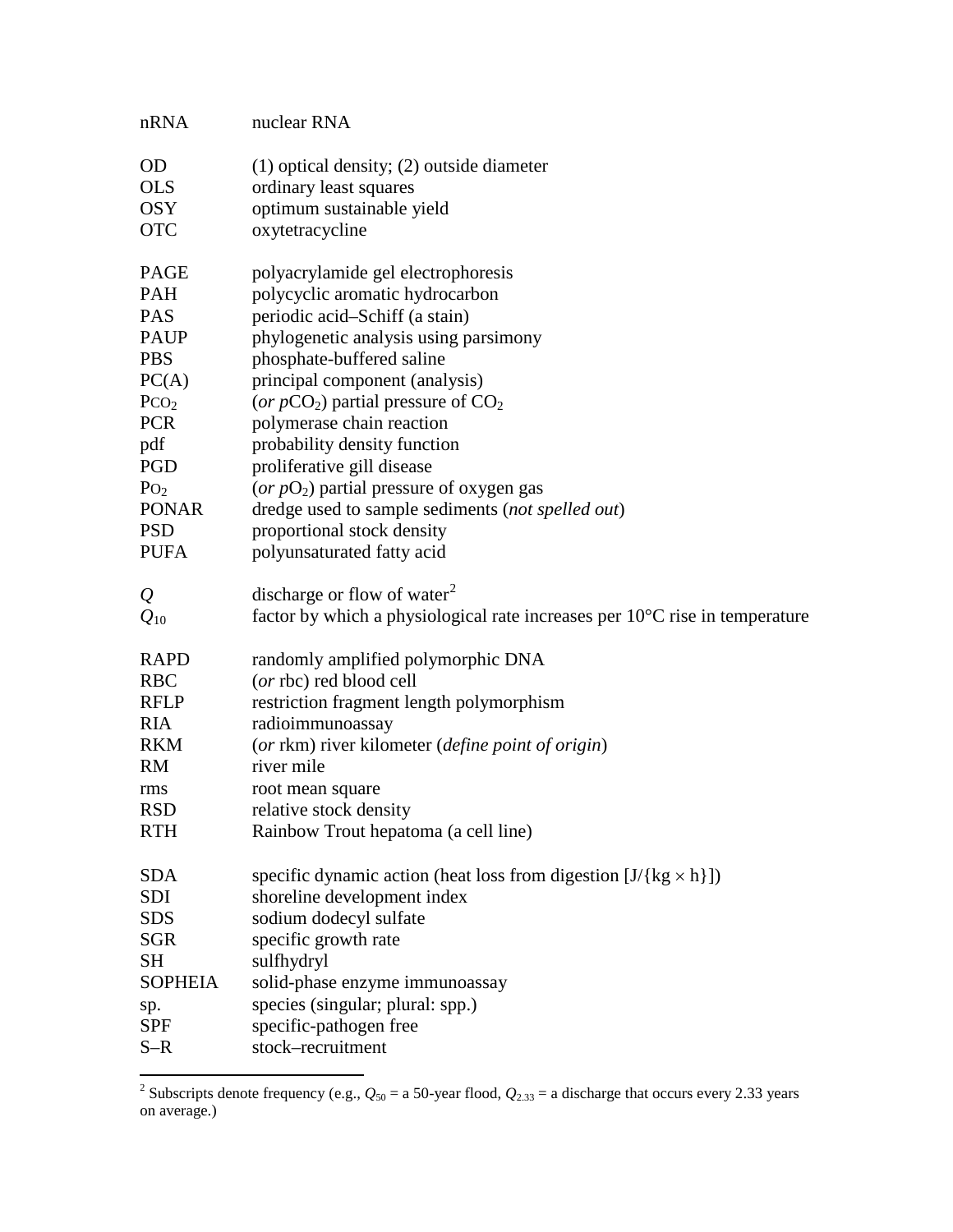| | |
|---|---|
| nRNA | nuclear RNA |
| OD | (1) optical density; (2) outside diameter |
| OLS | ordinary least squares |
| OSY | optimum sustainable yield |
| OTC | oxytetracycline |
| PAGE | polyacrylamide gel electrophoresis |
| PAH | polycyclic aromatic hydrocarbon |
| PAS | periodic acid–Schiff (a stain) |
| PAUP | phylogenetic analysis using parsimony |
| PBS | phosphate-buffered saline |
| PC(A) | principal component (analysis) |
| $P_{CO_2}$ | (*or* $pCO_2$) partial pressure of $CO_2$ |
| PCR | polymerase chain reaction |
| pdf | probability density function |
| PGD | proliferative gill disease |
| $P_{O_2}$ | (*or* $pO_2$) partial pressure of oxygen gas |
| PONAR | dredge used to sample sediments (*not spelled out*) |
| PSD | proportional stock density |
| PUFA | polyunsaturated fatty acid |
| $Q$ | discharge or flow of water[2] |
| $Q_{10}$ | factor by which a physiological rate increases per 10°C rise in temperature |
| RAPD | randomly amplified polymorphic DNA |
| RBC | (*or* rbc) red blood cell |
| RFLP | restriction fragment length polymorphism |
| RIA | radioimmunoassay |
| RKM | (*or* rkm) river kilometer (*define point of origin*) |
| RM | river mile |
| rms | root mean square |
| RSD | relative stock density |
| RTH | Rainbow Trout hepatoma (a cell line) |
| SDA | specific dynamic action (heat loss from digestion [J/{kg × h}]) |
| SDI | shoreline development index |
| SDS | sodium dodecyl sulfate |
| SGR | specific growth rate |
| SH | sulfhydryl |
| SOPHEIA | solid-phase enzyme immunoassay |
| sp. | species (singular; plural: spp.) |
| SPF | specific-pathogen free |
| S–R | stock–recruitment |

[2] Subscripts denote frequency (e.g., $Q_{50}$ = a 50-year flood, $Q_{2.33}$ = a discharge that occurs every 2.33 years on average.)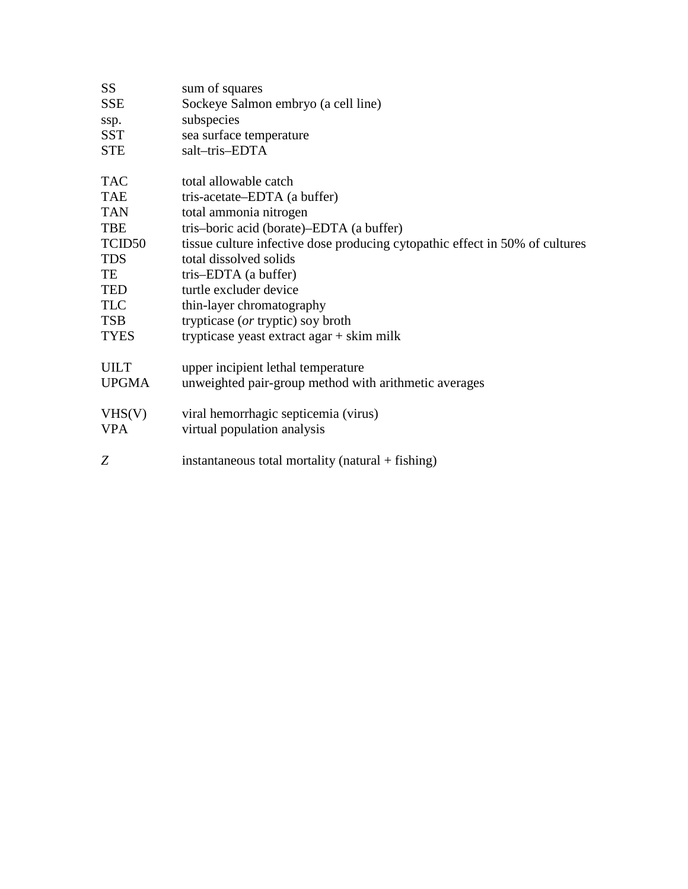| | |
|---|---|
| SS | sum of squares |
| SSE | Sockeye Salmon embryo (a cell line) |
| ssp. | subspecies |
| SST | sea surface temperature |
| STE | salt–tris–EDTA |
| | |
| TAC | total allowable catch |
| TAE | tris-acetate–EDTA (a buffer) |
| TAN | total ammonia nitrogen |
| TBE | tris–boric acid (borate)–EDTA (a buffer) |
| TCID50 | tissue culture infective dose producing cytopathic effect in 50% of cultures |
| TDS | total dissolved solids |
| TE | tris–EDTA (a buffer) |
| TED | turtle excluder device |
| TLC | thin-layer chromatography |
| TSB | trypticase (*or* tryptic) soy broth |
| TYES | trypticase yeast extract agar + skim milk |
| | |
| UILT | upper incipient lethal temperature |
| UPGMA | unweighted pair-group method with arithmetic averages |
| | |
| VHS(V) | viral hemorrhagic septicemia (virus) |
| VPA | virtual population analysis |
| | |
| $Z$ | instantaneous total mortality (natural + fishing) |